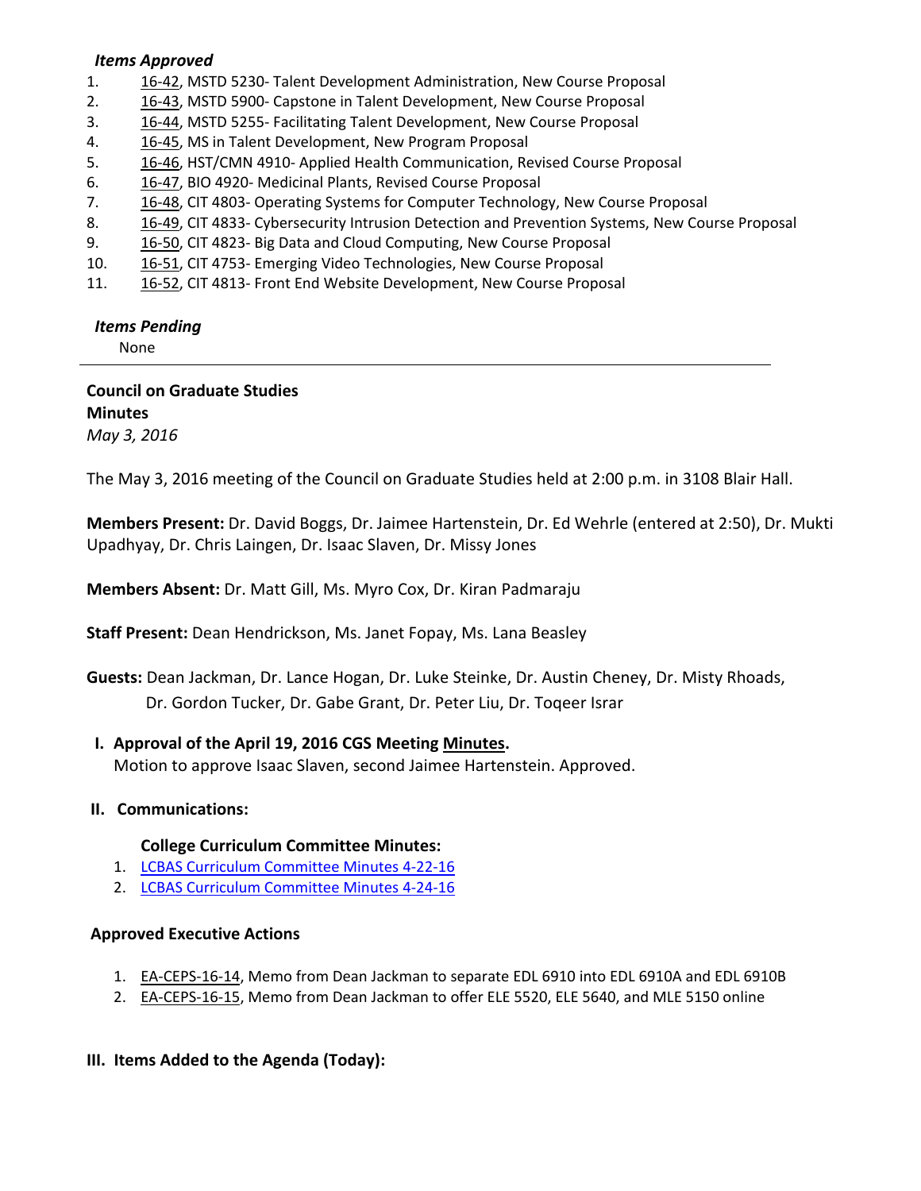***Items Approved***

1. 16-42, MSTD 5230- Talent Development Administration, New Course Proposal
2. 16-43, MSTD 5900- Capstone in Talent Development, New Course Proposal
3. 16-44, MSTD 5255- Facilitating Talent Development, New Course Proposal
4. 16-45, MS in Talent Development, New Program Proposal
5. 16-46, HST/CMN 4910- Applied Health Communication, Revised Course Proposal
6. 16-47, BIO 4920- Medicinal Plants, Revised Course Proposal
7. 16-48, CIT 4803- Operating Systems for Computer Technology, New Course Proposal
8. 16-49, CIT 4833- Cybersecurity Intrusion Detection and Prevention Systems, New Course Proposal
9. 16-50, CIT 4823- Big Data and Cloud Computing, New Course Proposal
10. 16-51, CIT 4753- Emerging Video Technologies, New Course Proposal
11. 16-52, CIT 4813- Front End Website Development, New Course Proposal

***Items Pending***

None

---

**Council on Graduate Studies**
**Minutes**
*May 3, 2016*

The May 3, 2016 meeting of the Council on Graduate Studies held at 2:00 p.m. in 3108 Blair Hall.

**Members Present:** Dr. David Boggs, Dr. Jaimee Hartenstein, Dr. Ed Wehrle (entered at 2:50), Dr. Mukti Upadhyay, Dr. Chris Laingen, Dr. Isaac Slaven, Dr. Missy Jones

**Members Absent:** Dr. Matt Gill, Ms. Myro Cox, Dr. Kiran Padmaraju

**Staff Present:** Dean Hendrickson, Ms. Janet Fopay, Ms. Lana Beasley

**Guests:** Dean Jackman, Dr. Lance Hogan, Dr. Luke Steinke, Dr. Austin Cheney, Dr. Misty Rhoads, Dr. Gordon Tucker, Dr. Gabe Grant, Dr. Peter Liu, Dr. Toqeer Israr

## I. Approval of the April 19, 2016 CGS Meeting Minutes.

Motion to approve Isaac Slaven, second Jaimee Hartenstein. Approved.

## II. Communications:

**College Curriculum Committee Minutes:**

1. LCBAS Curriculum Committee Minutes 4-22-16
2. LCBAS Curriculum Committee Minutes 4-24-16

**Approved Executive Actions**

1. EA-CEPS-16-14, Memo from Dean Jackman to separate EDL 6910 into EDL 6910A and EDL 6910B
2. EA-CEPS-16-15, Memo from Dean Jackman to offer ELE 5520, ELE 5640, and MLE 5150 online

## III. Items Added to the Agenda (Today):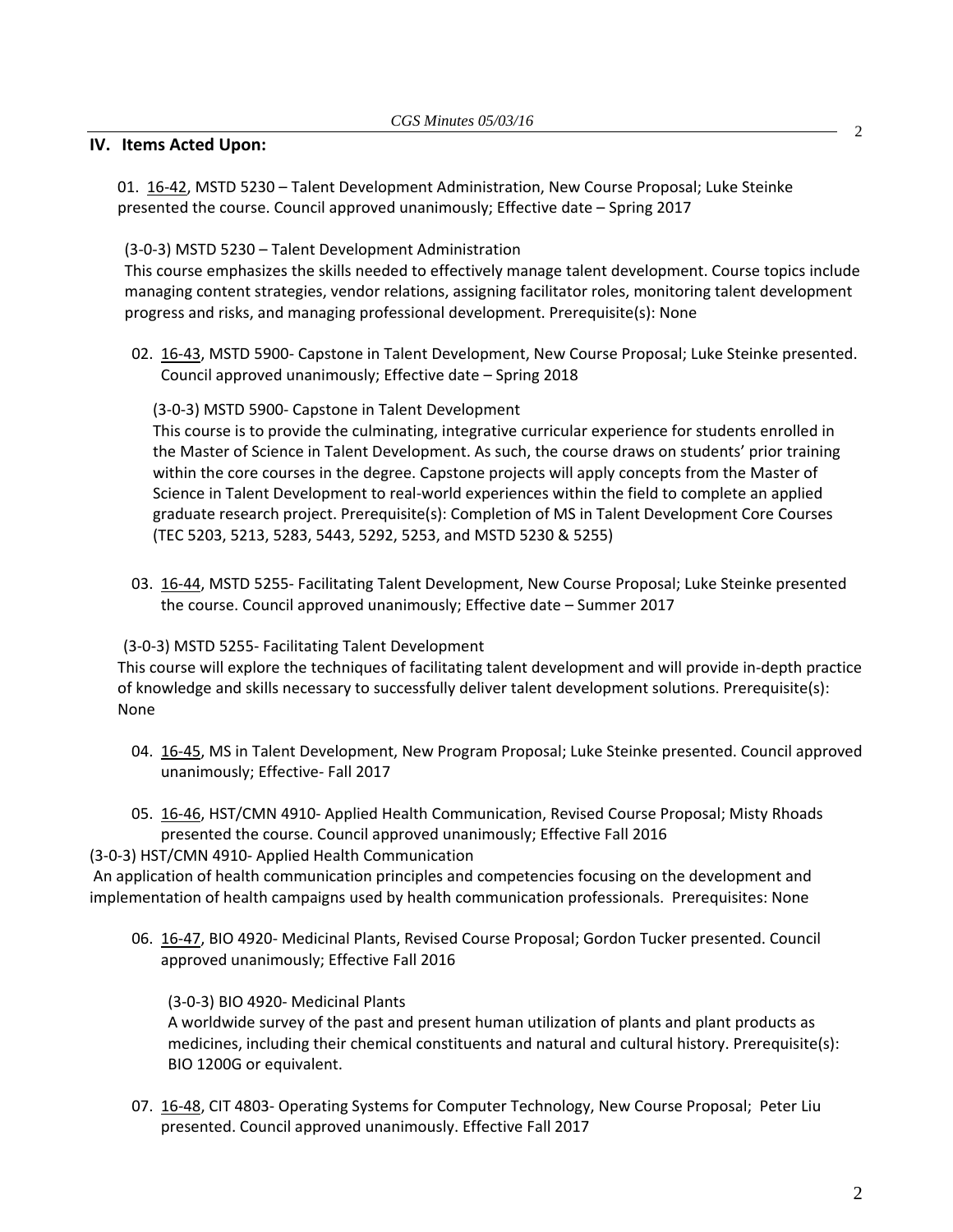## IV. Items Acted Upon:

01. 16-42, MSTD 5230 – Talent Development Administration, New Course Proposal; Luke Steinke presented the course. Council approved unanimously; Effective date – Spring 2017

(3-0-3) MSTD 5230 – Talent Development Administration
This course emphasizes the skills needed to effectively manage talent development. Course topics include managing content strategies, vendor relations, assigning facilitator roles, monitoring talent development progress and risks, and managing professional development. Prerequisite(s): None

02. 16-43, MSTD 5900- Capstone in Talent Development, New Course Proposal; Luke Steinke presented. Council approved unanimously; Effective date – Spring 2018

(3-0-3) MSTD 5900- Capstone in Talent Development
This course is to provide the culminating, integrative curricular experience for students enrolled in the Master of Science in Talent Development. As such, the course draws on students' prior training within the core courses in the degree. Capstone projects will apply concepts from the Master of Science in Talent Development to real-world experiences within the field to complete an applied graduate research project. Prerequisite(s): Completion of MS in Talent Development Core Courses (TEC 5203, 5213, 5283, 5443, 5292, 5253, and MSTD 5230 & 5255)

03. 16-44, MSTD 5255- Facilitating Talent Development, New Course Proposal; Luke Steinke presented the course. Council approved unanimously; Effective date – Summer 2017

(3-0-3) MSTD 5255- Facilitating Talent Development
This course will explore the techniques of facilitating talent development and will provide in-depth practice of knowledge and skills necessary to successfully deliver talent development solutions. Prerequisite(s): None

04. 16-45, MS in Talent Development, New Program Proposal; Luke Steinke presented. Council approved unanimously; Effective- Fall 2017

05. 16-46, HST/CMN 4910- Applied Health Communication, Revised Course Proposal; Misty Rhoads presented the course. Council approved unanimously; Effective Fall 2016

(3-0-3) HST/CMN 4910- Applied Health Communication
An application of health communication principles and competencies focusing on the development and implementation of health campaigns used by health communication professionals. Prerequisites: None

06. 16-47, BIO 4920- Medicinal Plants, Revised Course Proposal; Gordon Tucker presented. Council approved unanimously; Effective Fall 2016

(3-0-3) BIO 4920- Medicinal Plants
A worldwide survey of the past and present human utilization of plants and plant products as medicines, including their chemical constituents and natural and cultural history. Prerequisite(s): BIO 1200G or equivalent.

07. 16-48, CIT 4803- Operating Systems for Computer Technology, New Course Proposal; Peter Liu presented. Council approved unanimously. Effective Fall 2017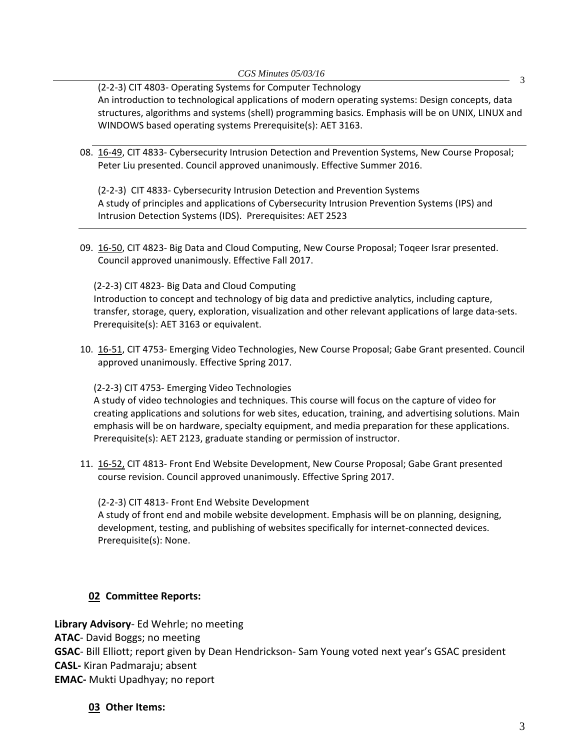(2-2-3) CIT 4803- Operating Systems for Computer Technology
An introduction to technological applications of modern operating systems: Design concepts, data structures, algorithms and systems (shell) programming basics. Emphasis will be on UNIX, LINUX and WINDOWS based operating systems Prerequisite(s): AET 3163.

---

08. 16-49, CIT 4833- Cybersecurity Intrusion Detection and Prevention Systems, New Course Proposal; Peter Liu presented. Council approved unanimously. Effective Summer 2016.

    (2-2-3) CIT 4833- Cybersecurity Intrusion Detection and Prevention Systems
    A study of principles and applications of Cybersecurity Intrusion Prevention Systems (IPS) and Intrusion Detection Systems (IDS). Prerequisites: AET 2523

---

09. 16-50, CIT 4823- Big Data and Cloud Computing, New Course Proposal; Toqeer Israr presented. Council approved unanimously. Effective Fall 2017.

    (2-2-3) CIT 4823- Big Data and Cloud Computing
    Introduction to concept and technology of big data and predictive analytics, including capture, transfer, storage, query, exploration, visualization and other relevant applications of large data-sets. Prerequisite(s): AET 3163 or equivalent.

10. 16-51, CIT 4753- Emerging Video Technologies, New Course Proposal; Gabe Grant presented. Council approved unanimously. Effective Spring 2017.

    (2-2-3) CIT 4753- Emerging Video Technologies
    A study of video technologies and techniques. This course will focus on the capture of video for creating applications and solutions for web sites, education, training, and advertising solutions. Main emphasis will be on hardware, specialty equipment, and media preparation for these applications. Prerequisite(s): AET 2123, graduate standing or permission of instructor.

11. 16-52, CIT 4813- Front End Website Development, New Course Proposal; Gabe Grant presented course revision. Council approved unanimously. Effective Spring 2017.

    (2-2-3) CIT 4813- Front End Website Development
    A study of front end and mobile website development. Emphasis will be on planning, designing, development, testing, and publishing of websites specifically for internet-connected devices. Prerequisite(s): None.

## 02 Committee Reports:

**Library Advisory**- Ed Wehrle; no meeting
**ATAC**- David Boggs; no meeting
**GSAC**- Bill Elliott; report given by Dean Hendrickson- Sam Young voted next year's GSAC president
**CASL-** Kiran Padmaraju; absent
**EMAC-** Mukti Upadhyay; no report

## 03 Other Items: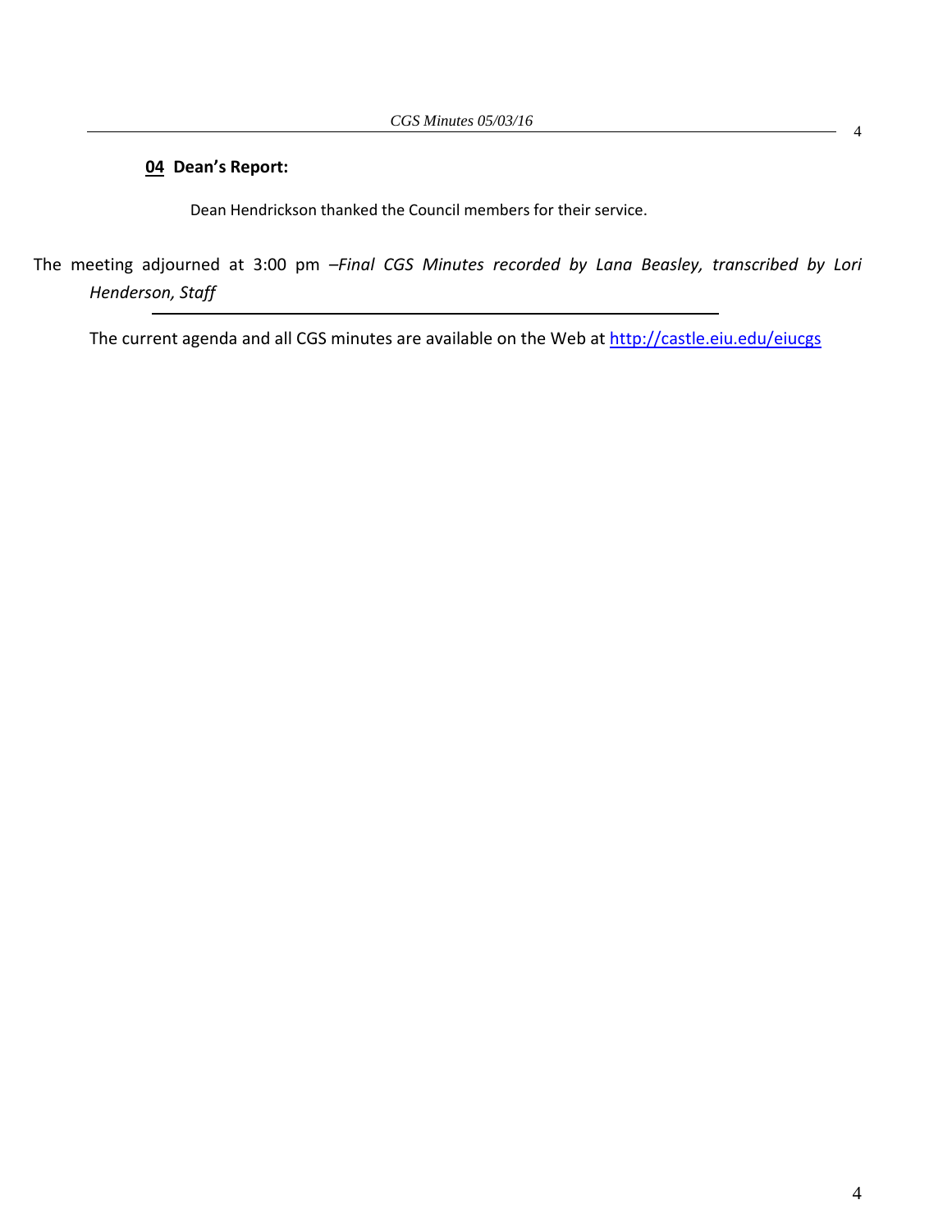## 04 Dean's Report:

Dean Hendrickson thanked the Council members for their service.

The meeting adjourned at 3:00 pm –*Final CGS Minutes recorded by Lana Beasley, transcribed by Lori Henderson, Staff*

---

The current agenda and all CGS minutes are available on the Web at http://castle.eiu.edu/eiucgs